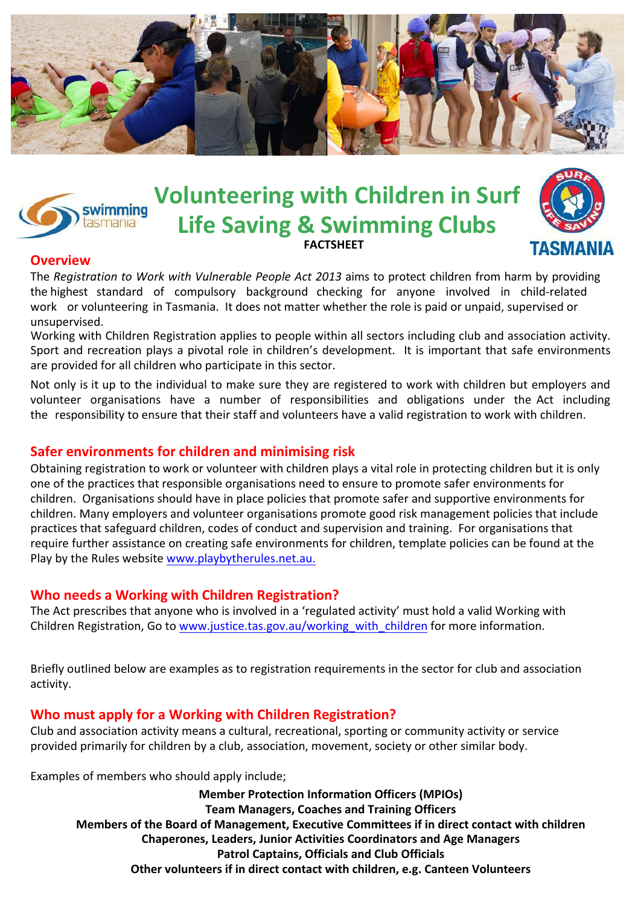# Volunteering with Children in Surf Life Saving & Swimming Clubs

**FACTSHEET**

## Overview

The *Registration to Work with Vulnerable People Act 2013* aims to protect children from harm by providing the highest standard of compulsory background checking for anyone involved in child-related work or volunteering in Tasmania. It does not matter whether the role is paid or unpaid, supervised or unsupervised.

Working with Children Registration applies to people within all sectors including club and association activity. Sport and recreation plays a pivotal role in children's development. It is important that safe environments are provided for all children who participate in this sector.

Not only is it up to the individual to make sure they are registered to work with children but employers and volunteer organisations have a number of responsibilities and obligations under the Act including the responsibility to ensure that their staff and volunteers have a valid registration to work with children.

## Safer environments for children and minimising risk

Obtaining registration to work or volunteer with children plays a vital role in protecting children but it is only one of the practices that responsible organisations need to ensure to promote safer environments for children. Organisations should have in place policies that promote safer and supportive environments for children. Many employers and volunteer organisations promote good risk management policies that include practices that safeguard children, codes of conduct and supervision and training. For organisations that require further assistance on creating safe environments for children, template policies can be found at the Play by the Rules website www.playbytherules.net.au.

## Who needs a Working with Children Registration?

The Act prescribes that anyone who is involved in a 'regulated activity' must hold a valid Working with Children Registration, Go to www.justice.tas.gov.au/working_with_children for more information.

Briefly outlined below are examples as to registration requirements in the sector for club and association activity.

## Who must apply for a Working with Children Registration?

Club and association activity means a cultural, recreational, sporting or community activity or service provided primarily for children by a club, association, movement, society or other similar body.

Examples of members who should apply include;

**Member Protection Information Officers (MPIOs)**
**Team Managers, Coaches and Training Officers**
**Members of the Board of Management, Executive Committees if in direct contact with children**
**Chaperones, Leaders, Junior Activities Coordinators and Age Managers**
**Patrol Captains, Officials and Club Officials**
**Other volunteers if in direct contact with children, e.g. Canteen Volunteers**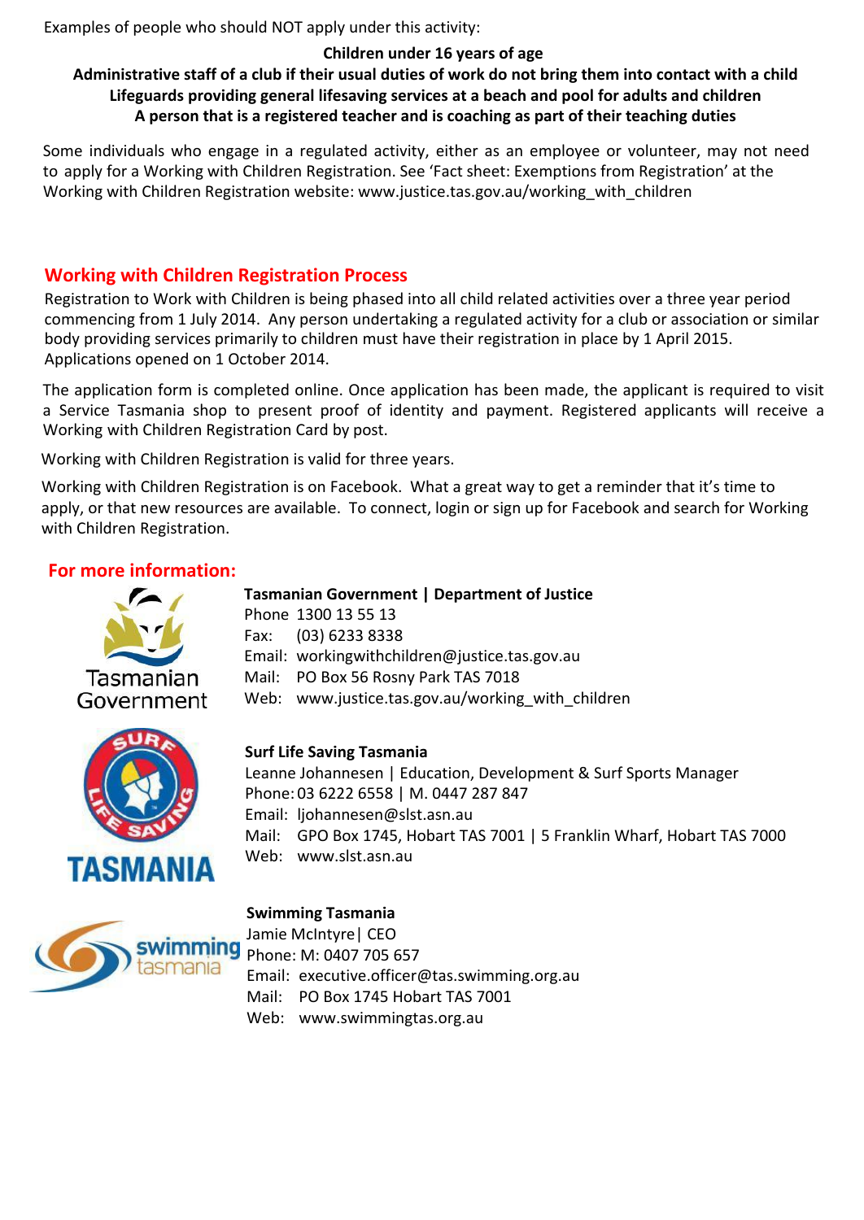Examples of people who should NOT apply under this activity:

**Children under 16 years of age**
**Administrative staff of a club if their usual duties of work do not bring them into contact with a child**
**Lifeguards providing general lifesaving services at a beach and pool for adults and children**
**A person that is a registered teacher and is coaching as part of their teaching duties**

Some individuals who engage in a regulated activity, either as an employee or volunteer, may not need to apply for a Working with Children Registration. See 'Fact sheet: Exemptions from Registration' at the Working with Children Registration website: www.justice.tas.gov.au/working_with_children

## Working with Children Registration Process

Registration to Work with Children is being phased into all child related activities over a three year period commencing from 1 July 2014. Any person undertaking a regulated activity for a club or association or similar body providing services primarily to children must have their registration in place by 1 April 2015. Applications opened on 1 October 2014.

The application form is completed online. Once application has been made, the applicant is required to visit a Service Tasmania shop to present proof of identity and payment. Registered applicants will receive a Working with Children Registration Card by post.

Working with Children Registration is valid for three years.

Working with Children Registration is on Facebook. What a great way to get a reminder that it's time to apply, or that new resources are available. To connect, login or sign up for Facebook and search for Working with Children Registration.

## For more information:

Tasmanian Government

**Tasmanian Government | Department of Justice**
Phone 1300 13 55 13
Fax: (03) 6233 8338
Email: workingwithchildren@justice.tas.gov.au
Mail: PO Box 56 Rosny Park TAS 7018
Web: www.justice.tas.gov.au/working_with_children

SURF LIFE SAVING TASMANIA

**Surf Life Saving Tasmania**
Leanne Johannesen | Education, Development & Surf Sports Manager
Phone: 03 6222 6558 | M. 0447 287 847
Email: ljohannesen@slst.asn.au
Mail: GPO Box 1745, Hobart TAS 7001 | 5 Franklin Wharf, Hobart TAS 7000
Web: www.slst.asn.au

swimming tasmania

**Swimming Tasmania**
Jamie McIntyre| CEO
Phone: M: 0407 705 657
Email: executive.officer@tas.swimming.org.au
Mail: PO Box 1745 Hobart TAS 7001
Web: www.swimmingtas.org.au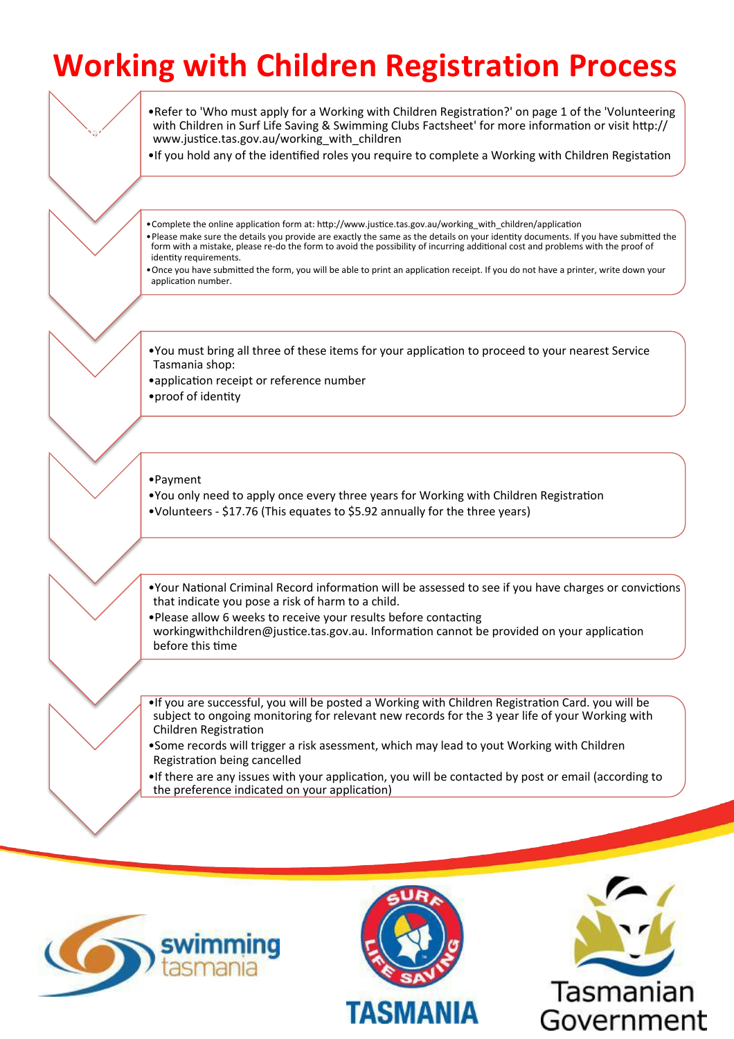# Working with Children Registration Process

- Refer to 'Who must apply for a Working with Children Registration?' on page 1 of the 'Volunteering with Children in Surf Life Saving & Swimming Clubs Factsheet' for more information or visit http://www.justice.tas.gov.au/working_with_children
- If you hold any of the identified roles you require to complete a Working with Children Registation

---

- Complete the online application form at: http://www.justice.tas.gov.au/working_with_children/application
- Please make sure the details you provide are exactly the same as the details on your identity documents. If you have submitted the form with a mistake, please re-do the form to avoid the possibility of incurring additional cost and problems with the proof of identity requirements.
- Once you have submitted the form, you will be able to print an application receipt. If you do not have a printer, write down your application number.

---

- You must bring all three of these items for your application to proceed to your nearest Service Tasmania shop:
- application receipt or reference number
- proof of identity

---

- Payment
- You only need to apply once every three years for Working with Children Registration
- Volunteers - $17.76 (This equates to $5.92 annually for the three years)

---

- Your National Criminal Record information will be assessed to see if you have charges or convictions that indicate you pose a risk of harm to a child.
- Please allow 6 weeks to receive your results before contacting workingwithchildren@justice.tas.gov.au. Information cannot be provided on your application before this time

---

- If you are successful, you will be posted a Working with Children Registration Card. you will be subject to ongoing monitoring for relevant new records for the 3 year life of your Working with Children Registration
- Some records will trigger a risk asessment, which may lead to yout Working with Children Registration being cancelled
- If there are any issues with your application, you will be contacted by post or email (according to the preference indicated on your application)

swimming tasmania

SURF LIFE SAVING TASMANIA

Tasmanian Government